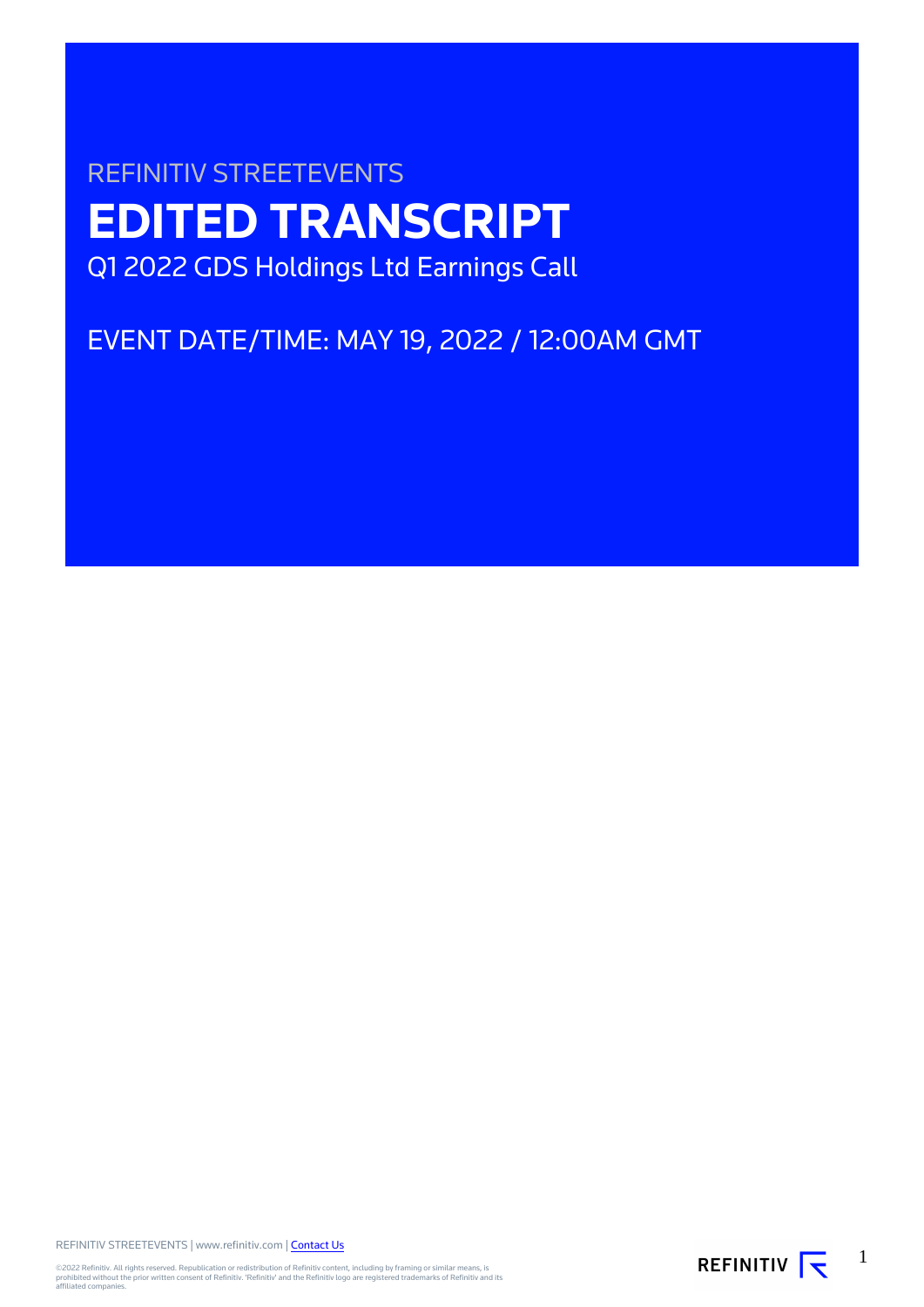REFINITIV STREETEVENTS

# EDITED TRANSCRIPT

Q1 2022 GDS Holdings Ltd Earnings Call

EVENT DATE/TIME: MAY 19, 2022 / 12:00AM GMT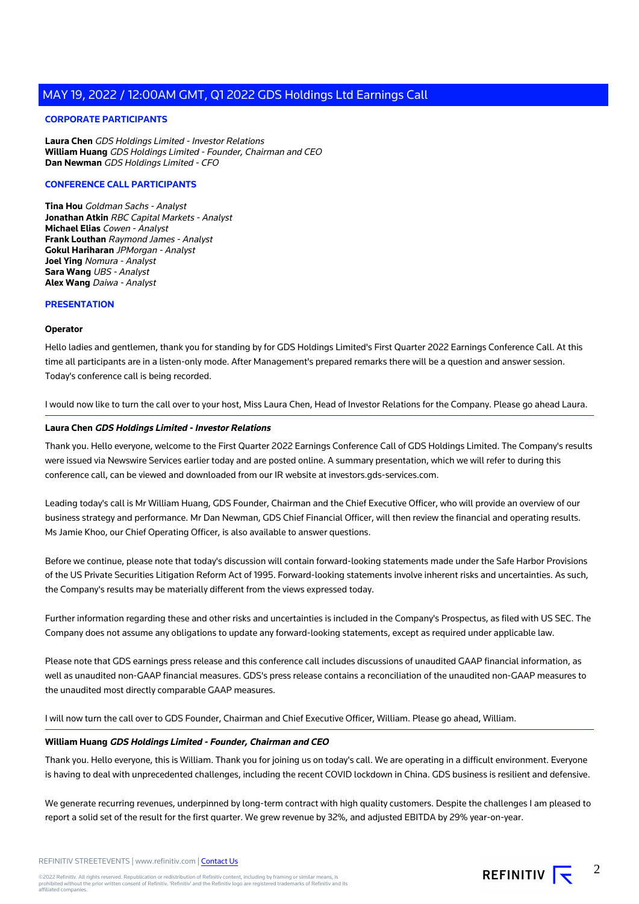## CORPORATE PARTICIPANTS

**Laura Chen** *GDS Holdings Limited - Investor Relations*
**William Huang** *GDS Holdings Limited - Founder, Chairman and CEO*
**Dan Newman** *GDS Holdings Limited - CFO*

## CONFERENCE CALL PARTICIPANTS

**Tina Hou** *Goldman Sachs - Analyst*
**Jonathan Atkin** *RBC Capital Markets - Analyst*
**Michael Elias** *Cowen - Analyst*
**Frank Louthan** *Raymond James - Analyst*
**Gokul Hariharan** *JPMorgan - Analyst*
**Joel Ying** *Nomura - Analyst*
**Sara Wang** *UBS - Analyst*
**Alex Wang** *Daiwa - Analyst*

## PRESENTATION

**Operator**

Hello ladies and gentlemen, thank you for standing by for GDS Holdings Limited's First Quarter 2022 Earnings Conference Call. At this time all participants are in a listen-only mode. After Management's prepared remarks there will be a question and answer session. Today's conference call is being recorded.

I would now like to turn the call over to your host, Miss Laura Chen, Head of Investor Relations for the Company. Please go ahead Laura.

**Laura Chen** ***GDS Holdings Limited - Investor Relations***

Thank you. Hello everyone, welcome to the First Quarter 2022 Earnings Conference Call of GDS Holdings Limited. The Company's results were issued via Newswire Services earlier today and are posted online. A summary presentation, which we will refer to during this conference call, can be viewed and downloaded from our IR website at investors.gds-services.com.

Leading today's call is Mr William Huang, GDS Founder, Chairman and the Chief Executive Officer, who will provide an overview of our business strategy and performance. Mr Dan Newman, GDS Chief Financial Officer, will then review the financial and operating results. Ms Jamie Khoo, our Chief Operating Officer, is also available to answer questions.

Before we continue, please note that today's discussion will contain forward-looking statements made under the Safe Harbor Provisions of the US Private Securities Litigation Reform Act of 1995. Forward-looking statements involve inherent risks and uncertainties. As such, the Company's results may be materially different from the views expressed today.

Further information regarding these and other risks and uncertainties is included in the Company's Prospectus, as filed with US SEC. The Company does not assume any obligations to update any forward-looking statements, except as required under applicable law.

Please note that GDS earnings press release and this conference call includes discussions of unaudited GAAP financial information, as well as unaudited non-GAAP financial measures. GDS's press release contains a reconciliation of the unaudited non-GAAP measures to the unaudited most directly comparable GAAP measures.

I will now turn the call over to GDS Founder, Chairman and Chief Executive Officer, William. Please go ahead, William.

**William Huang** ***GDS Holdings Limited - Founder, Chairman and CEO***

Thank you. Hello everyone, this is William. Thank you for joining us on today's call. We are operating in a difficult environment. Everyone is having to deal with unprecedented challenges, including the recent COVID lockdown in China. GDS business is resilient and defensive.

We generate recurring revenues, underpinned by long-term contract with high quality customers. Despite the challenges I am pleased to report a solid set of the result for the first quarter. We grew revenue by 32%, and adjusted EBITDA by 29% year-on-year.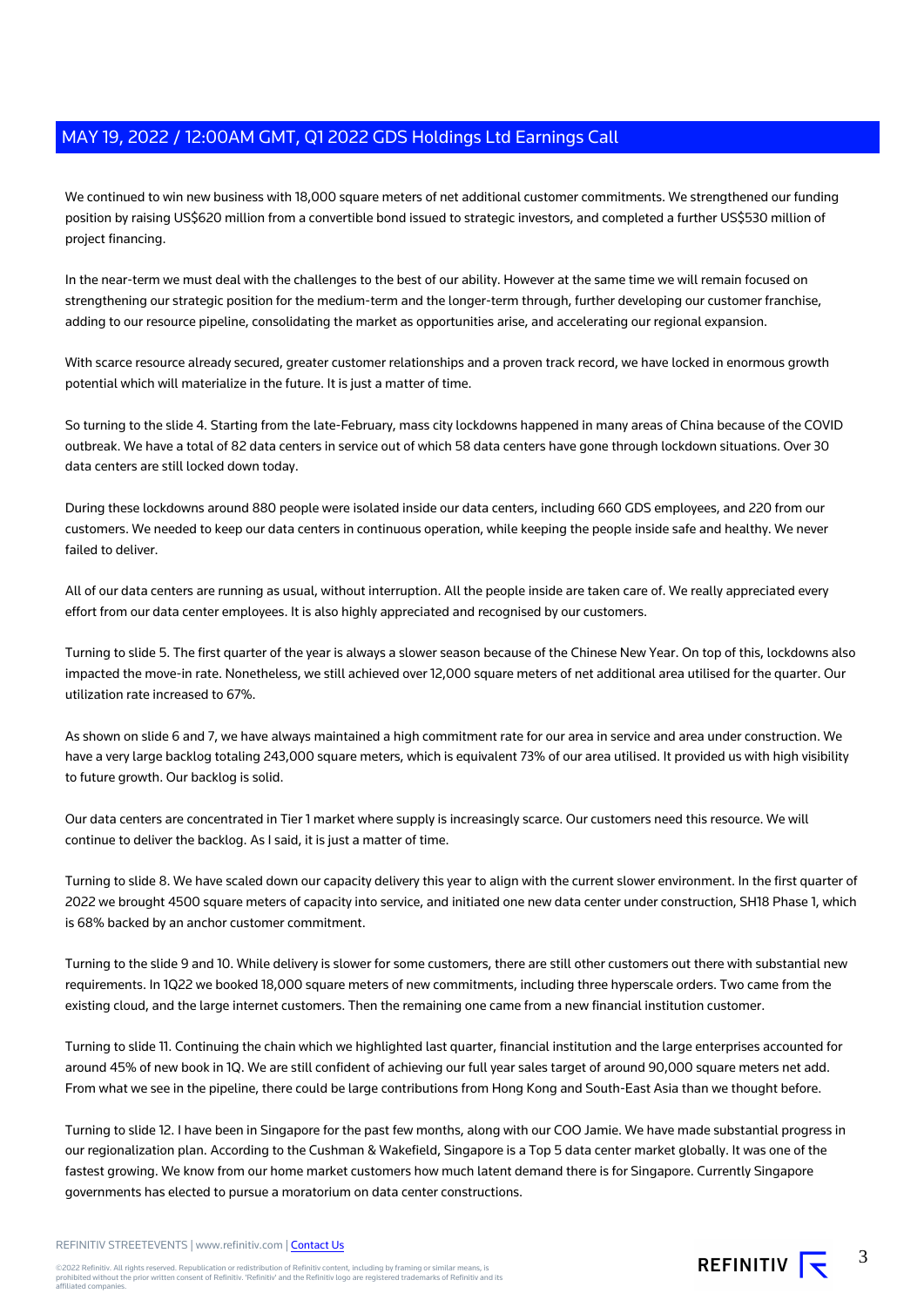We continued to win new business with 18,000 square meters of net additional customer commitments. We strengthened our funding position by raising US$620 million from a convertible bond issued to strategic investors, and completed a further US$530 million of project financing.

In the near-term we must deal with the challenges to the best of our ability. However at the same time we will remain focused on strengthening our strategic position for the medium-term and the longer-term through, further developing our customer franchise, adding to our resource pipeline, consolidating the market as opportunities arise, and accelerating our regional expansion.

With scarce resource already secured, greater customer relationships and a proven track record, we have locked in enormous growth potential which will materialize in the future. It is just a matter of time.

So turning to the slide 4. Starting from the late-February, mass city lockdowns happened in many areas of China because of the COVID outbreak. We have a total of 82 data centers in service out of which 58 data centers have gone through lockdown situations. Over 30 data centers are still locked down today.

During these lockdowns around 880 people were isolated inside our data centers, including 660 GDS employees, and 220 from our customers. We needed to keep our data centers in continuous operation, while keeping the people inside safe and healthy. We never failed to deliver.

All of our data centers are running as usual, without interruption. All the people inside are taken care of. We really appreciated every effort from our data center employees. It is also highly appreciated and recognised by our customers.

Turning to slide 5. The first quarter of the year is always a slower season because of the Chinese New Year. On top of this, lockdowns also impacted the move-in rate. Nonetheless, we still achieved over 12,000 square meters of net additional area utilised for the quarter. Our utilization rate increased to 67%.

As shown on slide 6 and 7, we have always maintained a high commitment rate for our area in service and area under construction. We have a very large backlog totaling 243,000 square meters, which is equivalent 73% of our area utilised. It provided us with high visibility to future growth. Our backlog is solid.

Our data centers are concentrated in Tier 1 market where supply is increasingly scarce. Our customers need this resource. We will continue to deliver the backlog. As I said, it is just a matter of time.

Turning to slide 8. We have scaled down our capacity delivery this year to align with the current slower environment. In the first quarter of 2022 we brought 4500 square meters of capacity into service, and initiated one new data center under construction, SH18 Phase 1, which is 68% backed by an anchor customer commitment.

Turning to the slide 9 and 10. While delivery is slower for some customers, there are still other customers out there with substantial new requirements. In 1Q22 we booked 18,000 square meters of new commitments, including three hyperscale orders. Two came from the existing cloud, and the large internet customers. Then the remaining one came from a new financial institution customer.

Turning to slide 11. Continuing the chain which we highlighted last quarter, financial institution and the large enterprises accounted for around 45% of new book in 1Q. We are still confident of achieving our full year sales target of around 90,000 square meters net add. From what we see in the pipeline, there could be large contributions from Hong Kong and South-East Asia than we thought before.

Turning to slide 12. I have been in Singapore for the past few months, along with our COO Jamie. We have made substantial progress in our regionalization plan. According to the Cushman & Wakefield, Singapore is a Top 5 data center market globally. It was one of the fastest growing. We know from our home market customers how much latent demand there is for Singapore. Currently Singapore governments has elected to pursue a moratorium on data center constructions.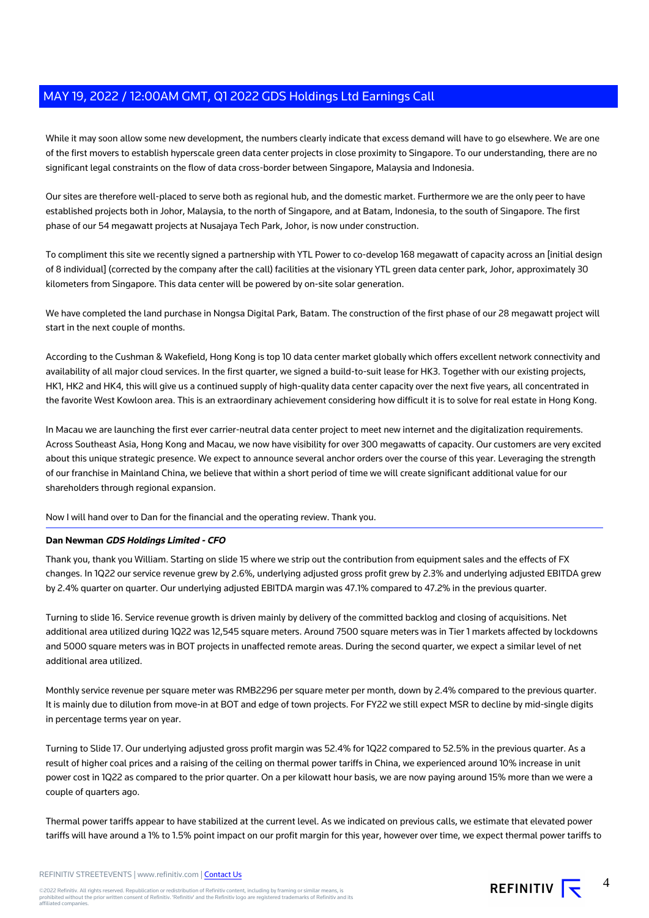While it may soon allow some new development, the numbers clearly indicate that excess demand will have to go elsewhere. We are one of the first movers to establish hyperscale green data center projects in close proximity to Singapore. To our understanding, there are no significant legal constraints on the flow of data cross-border between Singapore, Malaysia and Indonesia.

Our sites are therefore well-placed to serve both as regional hub, and the domestic market. Furthermore we are the only peer to have established projects both in Johor, Malaysia, to the north of Singapore, and at Batam, Indonesia, to the south of Singapore. The first phase of our 54 megawatt projects at Nusajaya Tech Park, Johor, is now under construction.

To compliment this site we recently signed a partnership with YTL Power to co-develop 168 megawatt of capacity across an [initial design of 8 individual] (corrected by the company after the call) facilities at the visionary YTL green data center park, Johor, approximately 30 kilometers from Singapore. This data center will be powered by on-site solar generation.

We have completed the land purchase in Nongsa Digital Park, Batam. The construction of the first phase of our 28 megawatt project will start in the next couple of months.

According to the Cushman & Wakefield, Hong Kong is top 10 data center market globally which offers excellent network connectivity and availability of all major cloud services. In the first quarter, we signed a build-to-suit lease for HK3. Together with our existing projects, HK1, HK2 and HK4, this will give us a continued supply of high-quality data center capacity over the next five years, all concentrated in the favorite West Kowloon area. This is an extraordinary achievement considering how difficult it is to solve for real estate in Hong Kong.

In Macau we are launching the first ever carrier-neutral data center project to meet new internet and the digitalization requirements. Across Southeast Asia, Hong Kong and Macau, we now have visibility for over 300 megawatts of capacity. Our customers are very excited about this unique strategic presence. We expect to announce several anchor orders over the course of this year. Leveraging the strength of our franchise in Mainland China, we believe that within a short period of time we will create significant additional value for our shareholders through regional expansion.

Now I will hand over to Dan for the financial and the operating review. Thank you.

---

**Dan Newman** ***GDS Holdings Limited - CFO***

Thank you, thank you William. Starting on slide 15 where we strip out the contribution from equipment sales and the effects of FX changes. In 1Q22 our service revenue grew by 2.6%, underlying adjusted gross profit grew by 2.3% and underlying adjusted EBITDA grew by 2.4% quarter on quarter. Our underlying adjusted EBITDA margin was 47.1% compared to 47.2% in the previous quarter.

Turning to slide 16. Service revenue growth is driven mainly by delivery of the committed backlog and closing of acquisitions. Net additional area utilized during 1Q22 was 12,545 square meters. Around 7500 square meters was in Tier 1 markets affected by lockdowns and 5000 square meters was in BOT projects in unaffected remote areas. During the second quarter, we expect a similar level of net additional area utilized.

Monthly service revenue per square meter was RMB2296 per square meter per month, down by 2.4% compared to the previous quarter. It is mainly due to dilution from move-in at BOT and edge of town projects. For FY22 we still expect MSR to decline by mid-single digits in percentage terms year on year.

Turning to Slide 17. Our underlying adjusted gross profit margin was 52.4% for 1Q22 compared to 52.5% in the previous quarter. As a result of higher coal prices and a raising of the ceiling on thermal power tariffs in China, we experienced around 10% increase in unit power cost in 1Q22 as compared to the prior quarter. On a per kilowatt hour basis, we are now paying around 15% more than we were a couple of quarters ago.

Thermal power tariffs appear to have stabilized at the current level. As we indicated on previous calls, we estimate that elevated power tariffs will have around a 1% to 1.5% point impact on our profit margin for this year, however over time, we expect thermal power tariffs to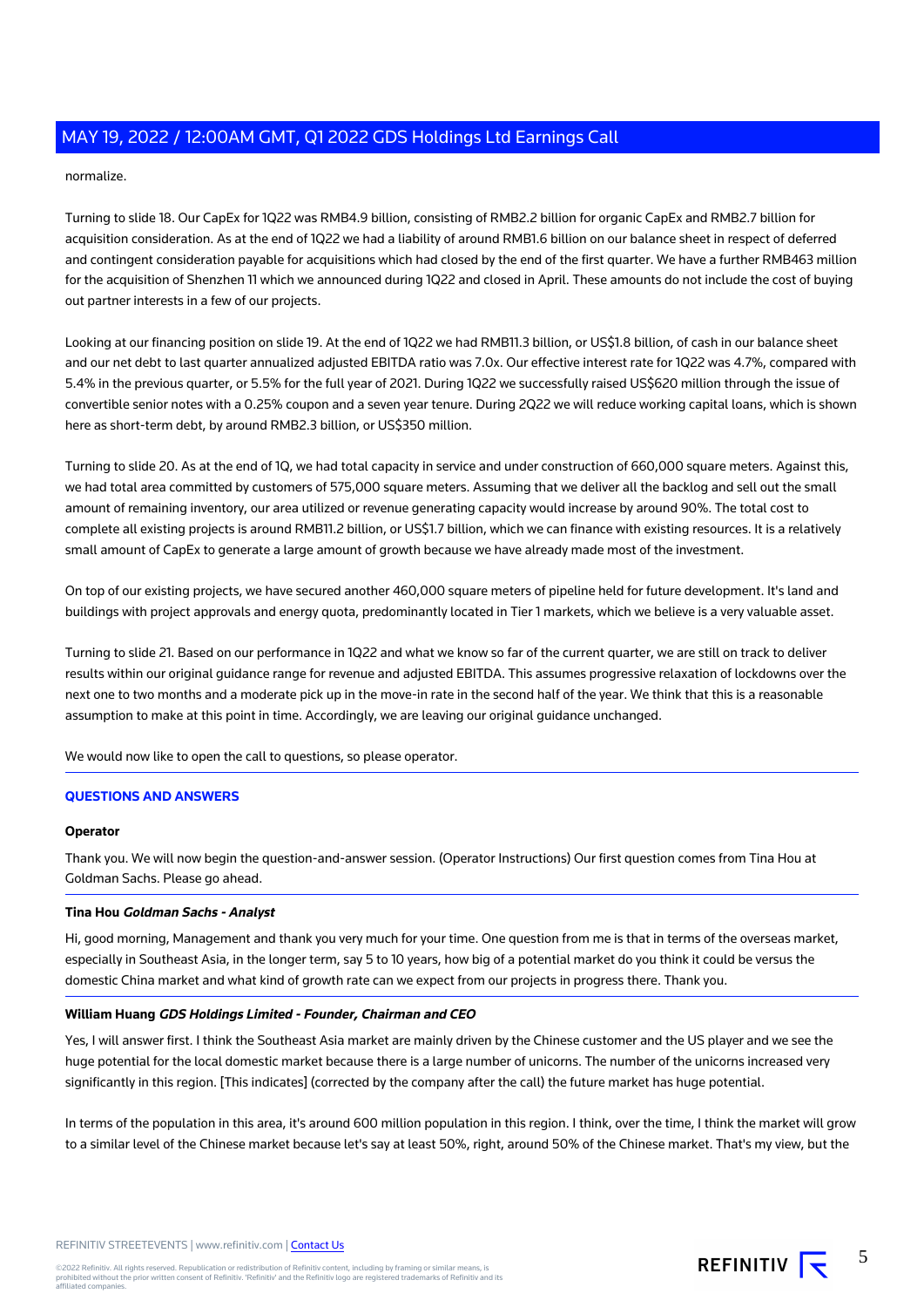normalize.

Turning to slide 18. Our CapEx for 1Q22 was RMB4.9 billion, consisting of RMB2.2 billion for organic CapEx and RMB2.7 billion for acquisition consideration. As at the end of 1Q22 we had a liability of around RMB1.6 billion on our balance sheet in respect of deferred and contingent consideration payable for acquisitions which had closed by the end of the first quarter. We have a further RMB463 million for the acquisition of Shenzhen 11 which we announced during 1Q22 and closed in April. These amounts do not include the cost of buying out partner interests in a few of our projects.

Looking at our financing position on slide 19. At the end of 1Q22 we had RMB11.3 billion, or US$1.8 billion, of cash in our balance sheet and our net debt to last quarter annualized adjusted EBITDA ratio was 7.0x. Our effective interest rate for 1Q22 was 4.7%, compared with 5.4% in the previous quarter, or 5.5% for the full year of 2021. During 1Q22 we successfully raised US$620 million through the issue of convertible senior notes with a 0.25% coupon and a seven year tenure. During 2Q22 we will reduce working capital loans, which is shown here as short-term debt, by around RMB2.3 billion, or US$350 million.

Turning to slide 20. As at the end of 1Q, we had total capacity in service and under construction of 660,000 square meters. Against this, we had total area committed by customers of 575,000 square meters. Assuming that we deliver all the backlog and sell out the small amount of remaining inventory, our area utilized or revenue generating capacity would increase by around 90%. The total cost to complete all existing projects is around RMB11.2 billion, or US$1.7 billion, which we can finance with existing resources. It is a relatively small amount of CapEx to generate a large amount of growth because we have already made most of the investment.

On top of our existing projects, we have secured another 460,000 square meters of pipeline held for future development. It's land and buildings with project approvals and energy quota, predominantly located in Tier 1 markets, which we believe is a very valuable asset.

Turning to slide 21. Based on our performance in 1Q22 and what we know so far of the current quarter, we are still on track to deliver results within our original guidance range for revenue and adjusted EBITDA. This assumes progressive relaxation of lockdowns over the next one to two months and a moderate pick up in the move-in rate in the second half of the year. We think that this is a reasonable assumption to make at this point in time. Accordingly, we are leaving our original guidance unchanged.

We would now like to open the call to questions, so please operator.

## QUESTIONS AND ANSWERS

**Operator**

Thank you. We will now begin the question-and-answer session. (Operator Instructions) Our first question comes from Tina Hou at Goldman Sachs. Please go ahead.

**Tina Hou** ***Goldman Sachs - Analyst***

Hi, good morning, Management and thank you very much for your time. One question from me is that in terms of the overseas market, especially in Southeast Asia, in the longer term, say 5 to 10 years, how big of a potential market do you think it could be versus the domestic China market and what kind of growth rate can we expect from our projects in progress there. Thank you.

**William Huang** ***GDS Holdings Limited - Founder, Chairman and CEO***

Yes, I will answer first. I think the Southeast Asia market are mainly driven by the Chinese customer and the US player and we see the huge potential for the local domestic market because there is a large number of unicorns. The number of the unicorns increased very significantly in this region. [This indicates] (corrected by the company after the call) the future market has huge potential.

In terms of the population in this area, it's around 600 million population in this region. I think, over the time, I think the market will grow to a similar level of the Chinese market because let's say at least 50%, right, around 50% of the Chinese market. That's my view, but the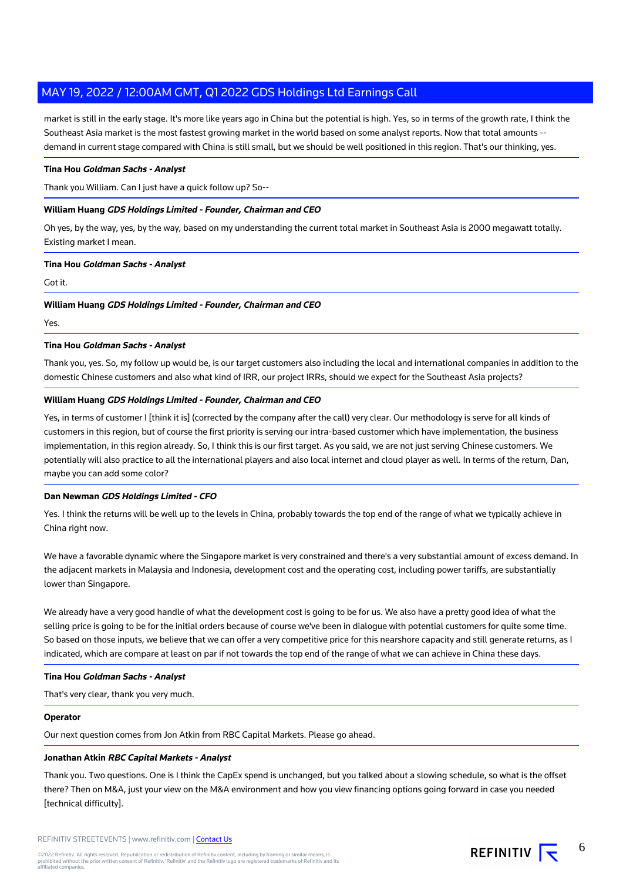market is still in the early stage. It's more like years ago in China but the potential is high. Yes, so in terms of the growth rate, I think the Southeast Asia market is the most fastest growing market in the world based on some analyst reports. Now that total amounts -- demand in current stage compared with China is still small, but we should be well positioned in this region. That's our thinking, yes.

**Tina Hou** ***Goldman Sachs - Analyst***

Thank you William. Can I just have a quick follow up? So--

**William Huang** ***GDS Holdings Limited - Founder, Chairman and CEO***

Oh yes, by the way, yes, by the way, based on my understanding the current total market in Southeast Asia is 2000 megawatt totally. Existing market I mean.

**Tina Hou** ***Goldman Sachs - Analyst***

Got it.

**William Huang** ***GDS Holdings Limited - Founder, Chairman and CEO***

Yes.

**Tina Hou** ***Goldman Sachs - Analyst***

Thank you, yes. So, my follow up would be, is our target customers also including the local and international companies in addition to the domestic Chinese customers and also what kind of IRR, our project IRRs, should we expect for the Southeast Asia projects?

**William Huang** ***GDS Holdings Limited - Founder, Chairman and CEO***

Yes, in terms of customer I [think it is] (corrected by the company after the call) very clear. Our methodology is serve for all kinds of customers in this region, but of course the first priority is serving our intra-based customer which have implementation, the business implementation, in this region already. So, I think this is our first target. As you said, we are not just serving Chinese customers. We potentially will also practice to all the international players and also local internet and cloud player as well. In terms of the return, Dan, maybe you can add some color?

**Dan Newman** ***GDS Holdings Limited - CFO***

Yes. I think the returns will be well up to the levels in China, probably towards the top end of the range of what we typically achieve in China right now.

We have a favorable dynamic where the Singapore market is very constrained and there's a very substantial amount of excess demand. In the adjacent markets in Malaysia and Indonesia, development cost and the operating cost, including power tariffs, are substantially lower than Singapore.

We already have a very good handle of what the development cost is going to be for us. We also have a pretty good idea of what the selling price is going to be for the initial orders because of course we've been in dialogue with potential customers for quite some time. So based on those inputs, we believe that we can offer a very competitive price for this nearshore capacity and still generate returns, as I indicated, which are compare at least on par if not towards the top end of the range of what we can achieve in China these days.

**Tina Hou** ***Goldman Sachs - Analyst***

That's very clear, thank you very much.

**Operator**

Our next question comes from Jon Atkin from RBC Capital Markets. Please go ahead.

**Jonathan Atkin** ***RBC Capital Markets - Analyst***

Thank you. Two questions. One is I think the CapEx spend is unchanged, but you talked about a slowing schedule, so what is the offset there? Then on M&A, just your view on the M&A environment and how you view financing options going forward in case you needed [technical difficulty].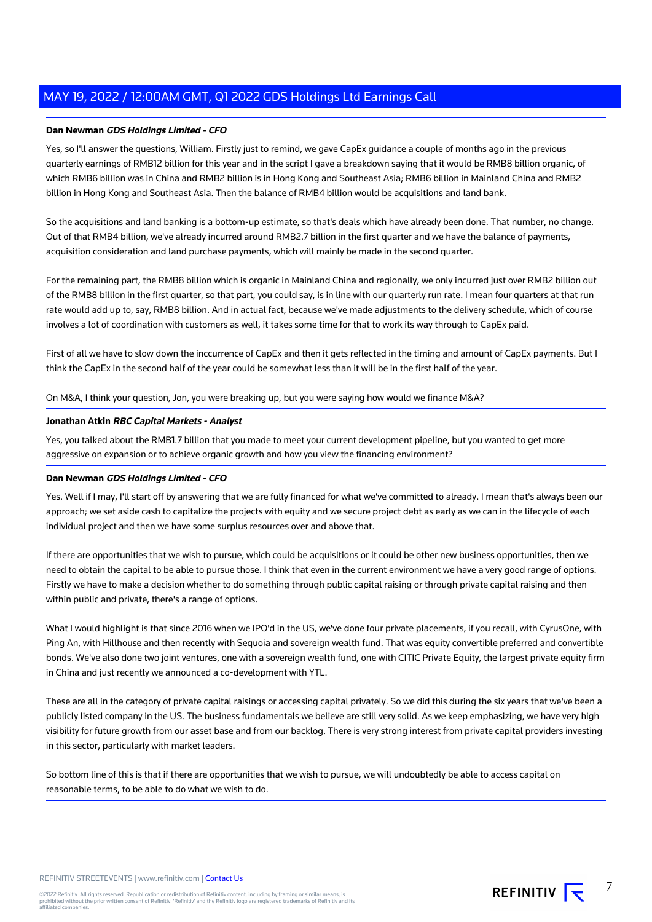**Dan Newman** ***GDS Holdings Limited - CFO***

Yes, so I'll answer the questions, William. Firstly just to remind, we gave CapEx guidance a couple of months ago in the previous quarterly earnings of RMB12 billion for this year and in the script I gave a breakdown saying that it would be RMB8 billion organic, of which RMB6 billion was in China and RMB2 billion is in Hong Kong and Southeast Asia; RMB6 billion in Mainland China and RMB2 billion in Hong Kong and Southeast Asia. Then the balance of RMB4 billion would be acquisitions and land bank.

So the acquisitions and land banking is a bottom-up estimate, so that's deals which have already been done. That number, no change. Out of that RMB4 billion, we've already incurred around RMB2.7 billion in the first quarter and we have the balance of payments, acquisition consideration and land purchase payments, which will mainly be made in the second quarter.

For the remaining part, the RMB8 billion which is organic in Mainland China and regionally, we only incurred just over RMB2 billion out of the RMB8 billion in the first quarter, so that part, you could say, is in line with our quarterly run rate. I mean four quarters at that run rate would add up to, say, RMB8 billion. And in actual fact, because we've made adjustments to the delivery schedule, which of course involves a lot of coordination with customers as well, it takes some time for that to work its way through to CapEx paid.

First of all we have to slow down the inccurrence of CapEx and then it gets reflected in the timing and amount of CapEx payments. But I think the CapEx in the second half of the year could be somewhat less than it will be in the first half of the year.

On M&A, I think your question, Jon, you were breaking up, but you were saying how would we finance M&A?

**Jonathan Atkin** ***RBC Capital Markets - Analyst***

Yes, you talked about the RMB1.7 billion that you made to meet your current development pipeline, but you wanted to get more aggressive on expansion or to achieve organic growth and how you view the financing environment?

**Dan Newman** ***GDS Holdings Limited - CFO***

Yes. Well if I may, I'll start off by answering that we are fully financed for what we've committed to already. I mean that's always been our approach; we set aside cash to capitalize the projects with equity and we secure project debt as early as we can in the lifecycle of each individual project and then we have some surplus resources over and above that.

If there are opportunities that we wish to pursue, which could be acquisitions or it could be other new business opportunities, then we need to obtain the capital to be able to pursue those. I think that even in the current environment we have a very good range of options. Firstly we have to make a decision whether to do something through public capital raising or through private capital raising and then within public and private, there's a range of options.

What I would highlight is that since 2016 when we IPO'd in the US, we've done four private placements, if you recall, with CyrusOne, with Ping An, with Hillhouse and then recently with Sequoia and sovereign wealth fund. That was equity convertible preferred and convertible bonds. We've also done two joint ventures, one with a sovereign wealth fund, one with CITIC Private Equity, the largest private equity firm in China and just recently we announced a co-development with YTL.

These are all in the category of private capital raisings or accessing capital privately. So we did this during the six years that we've been a publicly listed company in the US. The business fundamentals we believe are still very solid. As we keep emphasizing, we have very high visibility for future growth from our asset base and from our backlog. There is very strong interest from private capital providers investing in this sector, particularly with market leaders.

So bottom line of this is that if there are opportunities that we wish to pursue, we will undoubtedly be able to access capital on reasonable terms, to be able to do what we wish to do.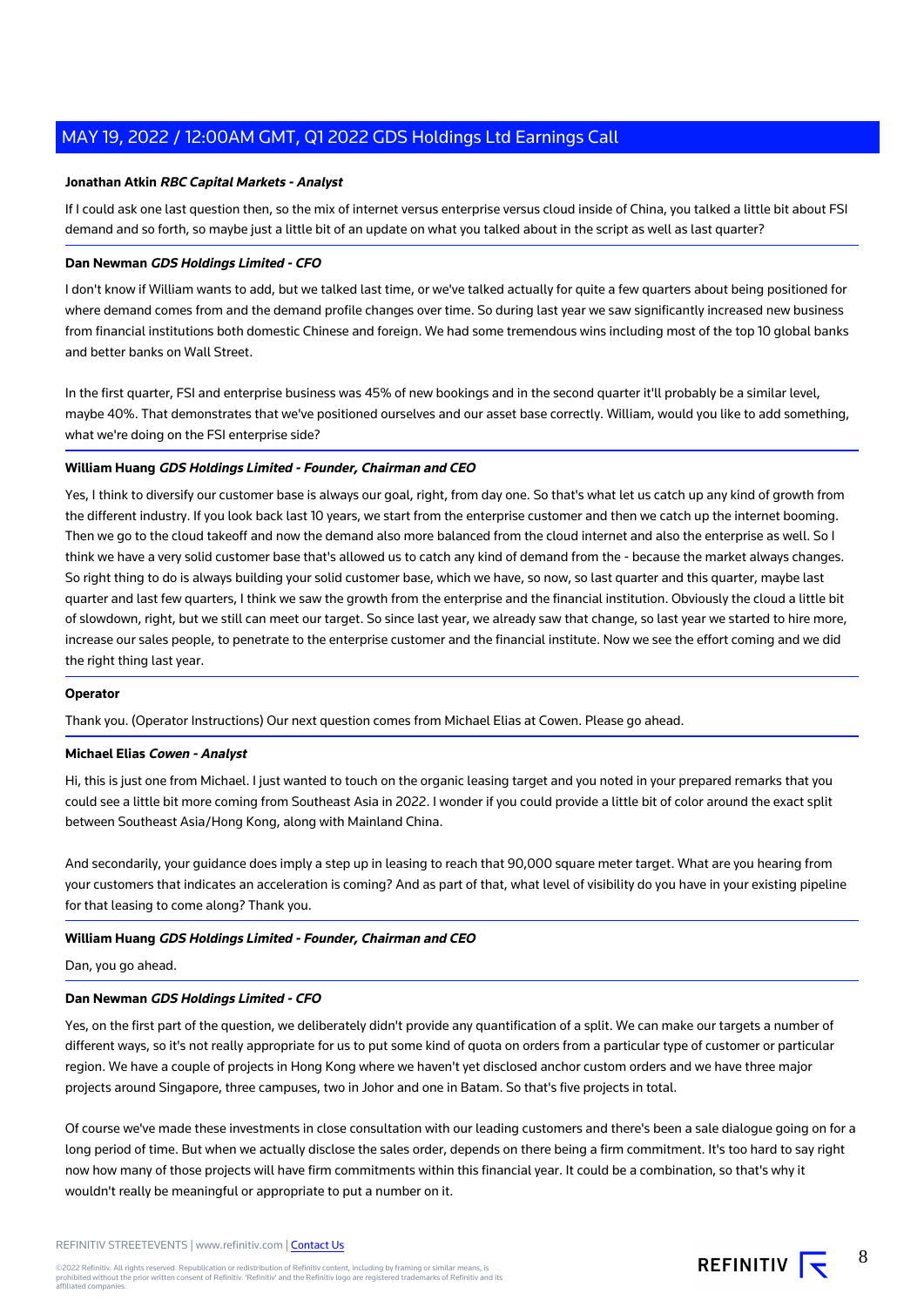**Jonathan Atkin** ***RBC Capital Markets - Analyst***

If I could ask one last question then, so the mix of internet versus enterprise versus cloud inside of China, you talked a little bit about FSI demand and so forth, so maybe just a little bit of an update on what you talked about in the script as well as last quarter?

**Dan Newman** ***GDS Holdings Limited - CFO***

I don't know if William wants to add, but we talked last time, or we've talked actually for quite a few quarters about being positioned for where demand comes from and the demand profile changes over time. So during last year we saw significantly increased new business from financial institutions both domestic Chinese and foreign. We had some tremendous wins including most of the top 10 global banks and better banks on Wall Street.

In the first quarter, FSI and enterprise business was 45% of new bookings and in the second quarter it'll probably be a similar level, maybe 40%. That demonstrates that we've positioned ourselves and our asset base correctly. William, would you like to add something, what we're doing on the FSI enterprise side?

**William Huang** ***GDS Holdings Limited - Founder, Chairman and CEO***

Yes, I think to diversify our customer base is always our goal, right, from day one. So that's what let us catch up any kind of growth from the different industry. If you look back last 10 years, we start from the enterprise customer and then we catch up the internet booming. Then we go to the cloud takeoff and now the demand also more balanced from the cloud internet and also the enterprise as well. So I think we have a very solid customer base that's allowed us to catch any kind of demand from the - because the market always changes. So right thing to do is always building your solid customer base, which we have, so now, so last quarter and this quarter, maybe last quarter and last few quarters, I think we saw the growth from the enterprise and the financial institution. Obviously the cloud a little bit of slowdown, right, but we still can meet our target. So since last year, we already saw that change, so last year we started to hire more, increase our sales people, to penetrate to the enterprise customer and the financial institute. Now we see the effort coming and we did the right thing last year.

**Operator**

Thank you. (Operator Instructions) Our next question comes from Michael Elias at Cowen. Please go ahead.

**Michael Elias** ***Cowen - Analyst***

Hi, this is just one from Michael. I just wanted to touch on the organic leasing target and you noted in your prepared remarks that you could see a little bit more coming from Southeast Asia in 2022. I wonder if you could provide a little bit of color around the exact split between Southeast Asia/Hong Kong, along with Mainland China.

And secondarily, your guidance does imply a step up in leasing to reach that 90,000 square meter target. What are you hearing from your customers that indicates an acceleration is coming? And as part of that, what level of visibility do you have in your existing pipeline for that leasing to come along? Thank you.

**William Huang** ***GDS Holdings Limited - Founder, Chairman and CEO***

Dan, you go ahead.

**Dan Newman** ***GDS Holdings Limited - CFO***

Yes, on the first part of the question, we deliberately didn't provide any quantification of a split. We can make our targets a number of different ways, so it's not really appropriate for us to put some kind of quota on orders from a particular type of customer or particular region. We have a couple of projects in Hong Kong where we haven't yet disclosed anchor custom orders and we have three major projects around Singapore, three campuses, two in Johor and one in Batam. So that's five projects in total.

Of course we've made these investments in close consultation with our leading customers and there's been a sale dialogue going on for a long period of time. But when we actually disclose the sales order, depends on there being a firm commitment. It's too hard to say right now how many of those projects will have firm commitments within this financial year. It could be a combination, so that's why it wouldn't really be meaningful or appropriate to put a number on it.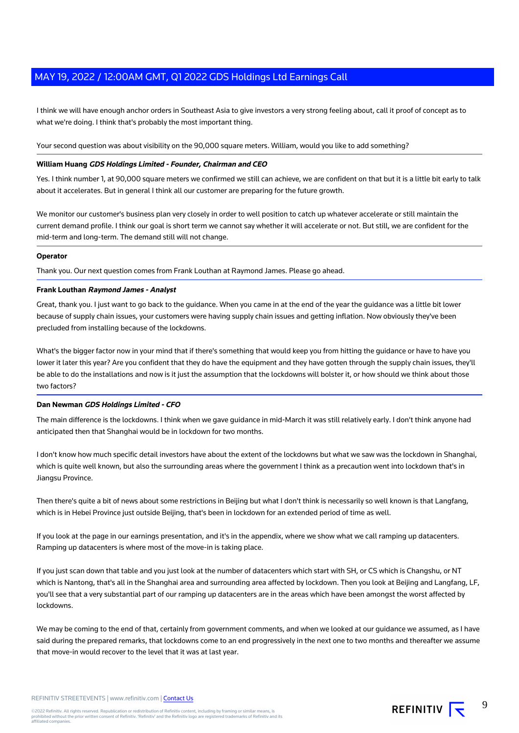I think we will have enough anchor orders in Southeast Asia to give investors a very strong feeling about, call it proof of concept as to what we're doing. I think that's probably the most important thing.

Your second question was about visibility on the 90,000 square meters. William, would you like to add something?

**William Huang** ***GDS Holdings Limited - Founder, Chairman and CEO***

Yes. I think number 1, at 90,000 square meters we confirmed we still can achieve, we are confident on that but it is a little bit early to talk about it accelerates. But in general I think all our customer are preparing for the future growth.

We monitor our customer's business plan very closely in order to well position to catch up whatever accelerate or still maintain the current demand profile. I think our goal is short term we cannot say whether it will accelerate or not. But still, we are confident for the mid-term and long-term. The demand still will not change.

**Operator**

Thank you. Our next question comes from Frank Louthan at Raymond James. Please go ahead.

**Frank Louthan** ***Raymond James - Analyst***

Great, thank you. I just want to go back to the guidance. When you came in at the end of the year the guidance was a little bit lower because of supply chain issues, your customers were having supply chain issues and getting inflation. Now obviously they've been precluded from installing because of the lockdowns.

What's the bigger factor now in your mind that if there's something that would keep you from hitting the guidance or have to have you lower it later this year? Are you confident that they do have the equipment and they have gotten through the supply chain issues, they'll be able to do the installations and now is it just the assumption that the lockdowns will bolster it, or how should we think about those two factors?

**Dan Newman** ***GDS Holdings Limited - CFO***

The main difference is the lockdowns. I think when we gave guidance in mid-March it was still relatively early. I don't think anyone had anticipated then that Shanghai would be in lockdown for two months.

I don't know how much specific detail investors have about the extent of the lockdowns but what we saw was the lockdown in Shanghai, which is quite well known, but also the surrounding areas where the government I think as a precaution went into lockdown that's in Jiangsu Province.

Then there's quite a bit of news about some restrictions in Beijing but what I don't think is necessarily so well known is that Langfang, which is in Hebei Province just outside Beijing, that's been in lockdown for an extended period of time as well.

If you look at the page in our earnings presentation, and it's in the appendix, where we show what we call ramping up datacenters. Ramping up datacenters is where most of the move-in is taking place.

If you just scan down that table and you just look at the number of datacenters which start with SH, or CS which is Changshu, or NT which is Nantong, that's all in the Shanghai area and surrounding area affected by lockdown. Then you look at Beijing and Langfang, LF, you'll see that a very substantial part of our ramping up datacenters are in the areas which have been amongst the worst affected by lockdowns.

We may be coming to the end of that, certainly from government comments, and when we looked at our guidance we assumed, as I have said during the prepared remarks, that lockdowns come to an end progressively in the next one to two months and thereafter we assume that move-in would recover to the level that it was at last year.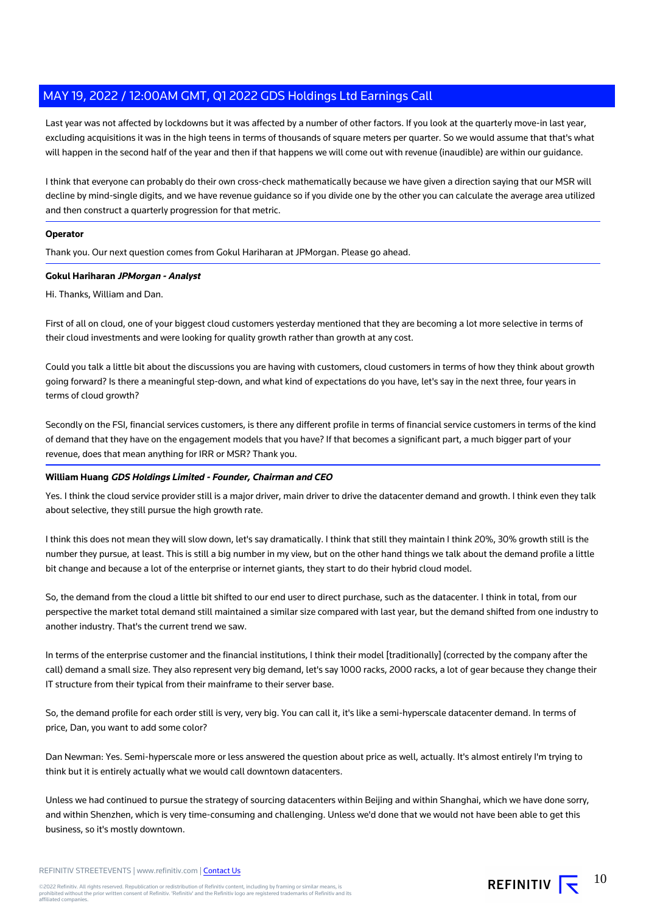Last year was not affected by lockdowns but it was affected by a number of other factors. If you look at the quarterly move-in last year, excluding acquisitions it was in the high teens in terms of thousands of square meters per quarter. So we would assume that that's what will happen in the second half of the year and then if that happens we will come out with revenue (inaudible) are within our guidance.

I think that everyone can probably do their own cross-check mathematically because we have given a direction saying that our MSR will decline by mind-single digits, and we have revenue guidance so if you divide one by the other you can calculate the average area utilized and then construct a quarterly progression for that metric.

**Operator**

Thank you. Our next question comes from Gokul Hariharan at JPMorgan. Please go ahead.

**Gokul Hariharan** ***JPMorgan - Analyst***

Hi. Thanks, William and Dan.

First of all on cloud, one of your biggest cloud customers yesterday mentioned that they are becoming a lot more selective in terms of their cloud investments and were looking for quality growth rather than growth at any cost.

Could you talk a little bit about the discussions you are having with customers, cloud customers in terms of how they think about growth going forward? Is there a meaningful step-down, and what kind of expectations do you have, let's say in the next three, four years in terms of cloud growth?

Secondly on the FSI, financial services customers, is there any different profile in terms of financial service customers in terms of the kind of demand that they have on the engagement models that you have? If that becomes a significant part, a much bigger part of your revenue, does that mean anything for IRR or MSR? Thank you.

**William Huang** ***GDS Holdings Limited - Founder, Chairman and CEO***

Yes. I think the cloud service provider still is a major driver, main driver to drive the datacenter demand and growth. I think even they talk about selective, they still pursue the high growth rate.

I think this does not mean they will slow down, let's say dramatically. I think that still they maintain I think 20%, 30% growth still is the number they pursue, at least. This is still a big number in my view, but on the other hand things we talk about the demand profile a little bit change and because a lot of the enterprise or internet giants, they start to do their hybrid cloud model.

So, the demand from the cloud a little bit shifted to our end user to direct purchase, such as the datacenter. I think in total, from our perspective the market total demand still maintained a similar size compared with last year, but the demand shifted from one industry to another industry. That's the current trend we saw.

In terms of the enterprise customer and the financial institutions, I think their model [traditionally] (corrected by the company after the call) demand a small size. They also represent very big demand, let's say 1000 racks, 2000 racks, a lot of gear because they change their IT structure from their typical from their mainframe to their server base.

So, the demand profile for each order still is very, very big. You can call it, it's like a semi-hyperscale datacenter demand. In terms of price, Dan, you want to add some color?

Dan Newman: Yes. Semi-hyperscale more or less answered the question about price as well, actually. It's almost entirely I'm trying to think but it is entirely actually what we would call downtown datacenters.

Unless we had continued to pursue the strategy of sourcing datacenters within Beijing and within Shanghai, which we have done sorry, and within Shenzhen, which is very time-consuming and challenging. Unless we'd done that we would not have been able to get this business, so it's mostly downtown.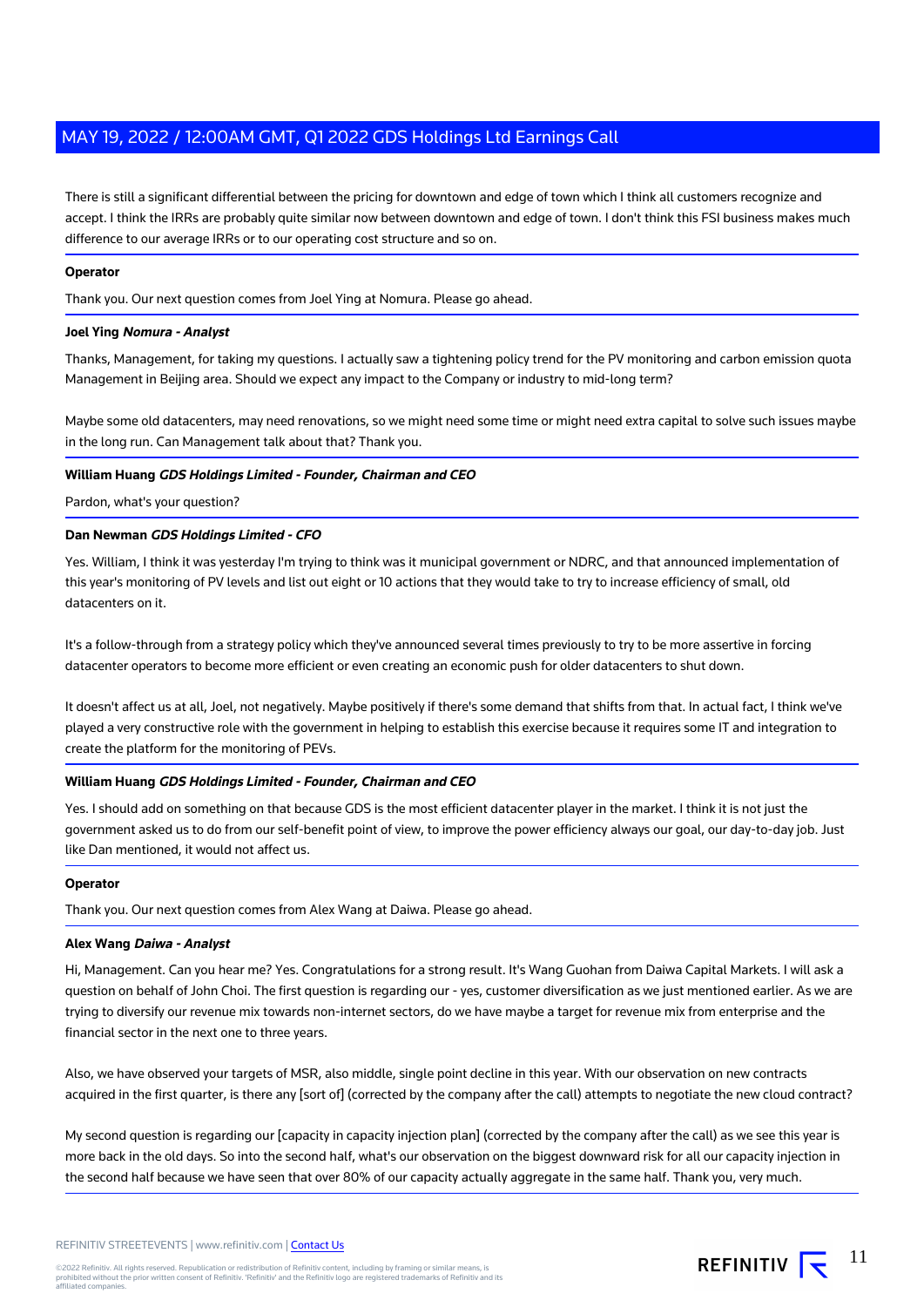There is still a significant differential between the pricing for downtown and edge of town which I think all customers recognize and accept. I think the IRRs are probably quite similar now between downtown and edge of town. I don't think this FSI business makes much difference to our average IRRs or to our operating cost structure and so on.

**Operator**

Thank you. Our next question comes from Joel Ying at Nomura. Please go ahead.

**Joel Ying** ***Nomura - Analyst***

Thanks, Management, for taking my questions. I actually saw a tightening policy trend for the PV monitoring and carbon emission quota Management in Beijing area. Should we expect any impact to the Company or industry to mid-long term?

Maybe some old datacenters, may need renovations, so we might need some time or might need extra capital to solve such issues maybe in the long run. Can Management talk about that? Thank you.

**William Huang** ***GDS Holdings Limited - Founder, Chairman and CEO***

Pardon, what's your question?

**Dan Newman** ***GDS Holdings Limited - CFO***

Yes. William, I think it was yesterday I'm trying to think was it municipal government or NDRC, and that announced implementation of this year's monitoring of PV levels and list out eight or 10 actions that they would take to try to increase efficiency of small, old datacenters on it.

It's a follow-through from a strategy policy which they've announced several times previously to try to be more assertive in forcing datacenter operators to become more efficient or even creating an economic push for older datacenters to shut down.

It doesn't affect us at all, Joel, not negatively. Maybe positively if there's some demand that shifts from that. In actual fact, I think we've played a very constructive role with the government in helping to establish this exercise because it requires some IT and integration to create the platform for the monitoring of PEVs.

**William Huang** ***GDS Holdings Limited - Founder, Chairman and CEO***

Yes. I should add on something on that because GDS is the most efficient datacenter player in the market. I think it is not just the government asked us to do from our self-benefit point of view, to improve the power efficiency always our goal, our day-to-day job. Just like Dan mentioned, it would not affect us.

**Operator**

Thank you. Our next question comes from Alex Wang at Daiwa. Please go ahead.

**Alex Wang** ***Daiwa - Analyst***

Hi, Management. Can you hear me? Yes. Congratulations for a strong result. It's Wang Guohan from Daiwa Capital Markets. I will ask a question on behalf of John Choi. The first question is regarding our - yes, customer diversification as we just mentioned earlier. As we are trying to diversify our revenue mix towards non-internet sectors, do we have maybe a target for revenue mix from enterprise and the financial sector in the next one to three years.

Also, we have observed your targets of MSR, also middle, single point decline in this year. With our observation on new contracts acquired in the first quarter, is there any [sort of] (corrected by the company after the call) attempts to negotiate the new cloud contract?

My second question is regarding our [capacity in capacity injection plan] (corrected by the company after the call) as we see this year is more back in the old days. So into the second half, what's our observation on the biggest downward risk for all our capacity injection in the second half because we have seen that over 80% of our capacity actually aggregate in the same half. Thank you, very much.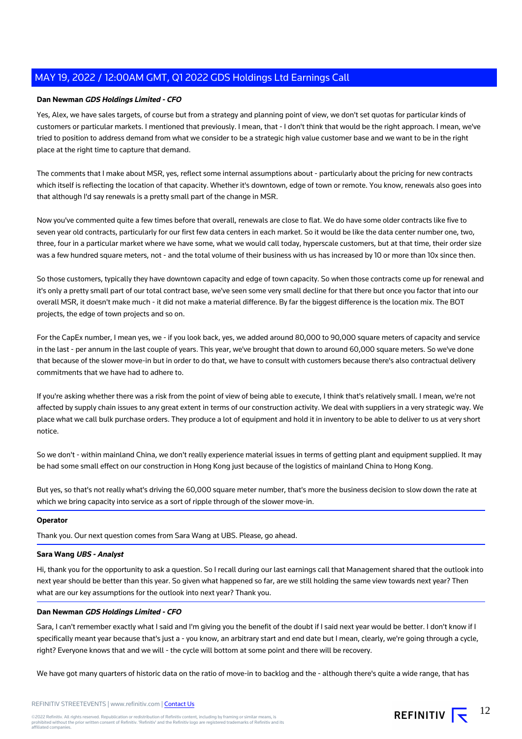**Dan Newman** ***GDS Holdings Limited - CFO***

Yes, Alex, we have sales targets, of course but from a strategy and planning point of view, we don't set quotas for particular kinds of customers or particular markets. I mentioned that previously. I mean, that - I don't think that would be the right approach. I mean, we've tried to position to address demand from what we consider to be a strategic high value customer base and we want to be in the right place at the right time to capture that demand.

The comments that I make about MSR, yes, reflect some internal assumptions about - particularly about the pricing for new contracts which itself is reflecting the location of that capacity. Whether it's downtown, edge of town or remote. You know, renewals also goes into that although I'd say renewals is a pretty small part of the change in MSR.

Now you've commented quite a few times before that overall, renewals are close to flat. We do have some older contracts like five to seven year old contracts, particularly for our first few data centers in each market. So it would be like the data center number one, two, three, four in a particular market where we have some, what we would call today, hyperscale customers, but at that time, their order size was a few hundred square meters, not - and the total volume of their business with us has increased by 10 or more than 10x since then.

So those customers, typically they have downtown capacity and edge of town capacity. So when those contracts come up for renewal and it's only a pretty small part of our total contract base, we've seen some very small decline for that there but once you factor that into our overall MSR, it doesn't make much - it did not make a material difference. By far the biggest difference is the location mix. The BOT projects, the edge of town projects and so on.

For the CapEx number, I mean yes, we - if you look back, yes, we added around 80,000 to 90,000 square meters of capacity and service in the last - per annum in the last couple of years. This year, we've brought that down to around 60,000 square meters. So we've done that because of the slower move-in but in order to do that, we have to consult with customers because there's also contractual delivery commitments that we have had to adhere to.

If you're asking whether there was a risk from the point of view of being able to execute, I think that's relatively small. I mean, we're not affected by supply chain issues to any great extent in terms of our construction activity. We deal with suppliers in a very strategic way. We place what we call bulk purchase orders. They produce a lot of equipment and hold it in inventory to be able to deliver to us at very short notice.

So we don't - within mainland China, we don't really experience material issues in terms of getting plant and equipment supplied. It may be had some small effect on our construction in Hong Kong just because of the logistics of mainland China to Hong Kong.

But yes, so that's not really what's driving the 60,000 square meter number, that's more the business decision to slow down the rate at which we bring capacity into service as a sort of ripple through of the slower move-in.

**Operator**

Thank you. Our next question comes from Sara Wang at UBS. Please, go ahead.

**Sara Wang** ***UBS - Analyst***

Hi, thank you for the opportunity to ask a question. So I recall during our last earnings call that Management shared that the outlook into next year should be better than this year. So given what happened so far, are we still holding the same view towards next year? Then what are our key assumptions for the outlook into next year? Thank you.

**Dan Newman** ***GDS Holdings Limited - CFO***

Sara, I can't remember exactly what I said and I'm giving you the benefit of the doubt if I said next year would be better. I don't know if I specifically meant year because that's just a - you know, an arbitrary start and end date but I mean, clearly, we're going through a cycle, right? Everyone knows that and we will - the cycle will bottom at some point and there will be recovery.

We have got many quarters of historic data on the ratio of move-in to backlog and the - although there's quite a wide range, that has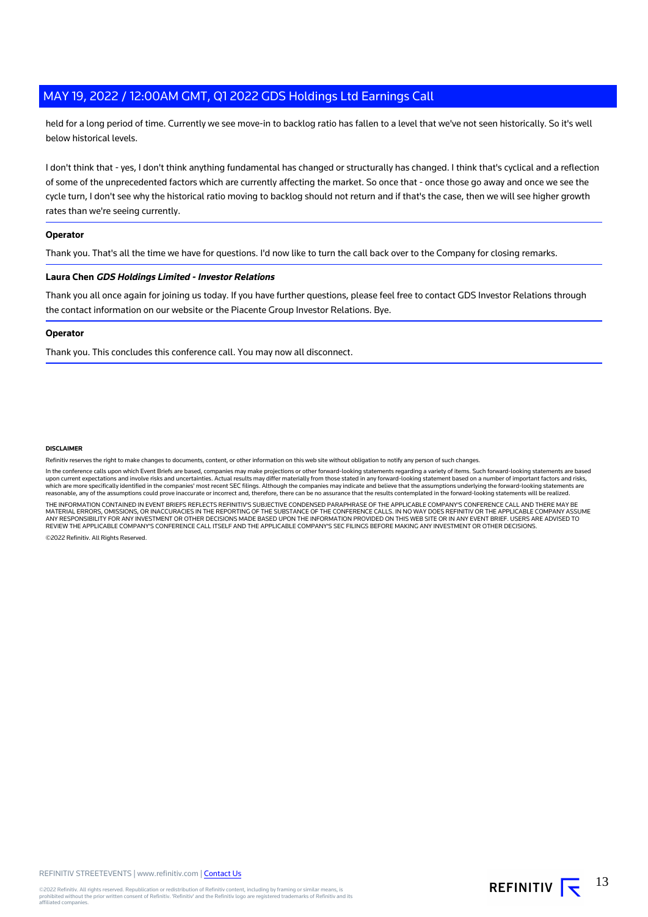held for a long period of time. Currently we see move-in to backlog ratio has fallen to a level that we've not seen historically. So it's well below historical levels.

I don't think that - yes, I don't think anything fundamental has changed or structurally has changed. I think that's cyclical and a reflection of some of the unprecedented factors which are currently affecting the market. So once that - once those go away and once we see the cycle turn, I don't see why the historical ratio moving to backlog should not return and if that's the case, then we will see higher growth rates than we're seeing currently.

**Operator**

Thank you. That's all the time we have for questions. I'd now like to turn the call back over to the Company for closing remarks.

**Laura Chen** ***GDS Holdings Limited - Investor Relations***

Thank you all once again for joining us today. If you have further questions, please feel free to contact GDS Investor Relations through the contact information on our website or the Piacente Group Investor Relations. Bye.

**Operator**

Thank you. This concludes this conference call. You may now all disconnect.

**DISCLAIMER**

Refinitiv reserves the right to make changes to documents, content, or other information on this web site without obligation to notify any person of such changes.

In the conference calls upon which Event Briefs are based, companies may make projections or other forward-looking statements regarding a variety of items. Such forward-looking statements are based upon current expectations and involve risks and uncertainties. Actual results may differ materially from those stated in any forward-looking statement based on a number of important factors and risks, which are more specifically identified in the companies' most recent SEC filings. Although the companies may indicate and believe that the assumptions underlying the forward-looking statements are reasonable, any of the assumptions could prove inaccurate or incorrect and, therefore, there can be no assurance that the results contemplated in the forward-looking statements will be realized.

THE INFORMATION CONTAINED IN EVENT BRIEFS REFLECTS REFINITIV'S SUBJECTIVE CONDENSED PARAPHRASE OF THE APPLICABLE COMPANY'S CONFERENCE CALL AND THERE MAY BE MATERIAL ERRORS, OMISSIONS, OR INACCURACIES IN THE REPORTING OF THE SUBSTANCE OF THE CONFERENCE CALLS. IN NO WAY DOES REFINITIV OR THE APPLICABLE COMPANY ASSUME ANY RESPONSIBILITY FOR ANY INVESTMENT OR OTHER DECISIONS MADE BASED UPON THE INFORMATION PROVIDED ON THIS WEB SITE OR IN ANY EVENT BRIEF. USERS ARE ADVISED TO REVIEW THE APPLICABLE COMPANY'S CONFERENCE CALL ITSELF AND THE APPLICABLE COMPANY'S SEC FILINGS BEFORE MAKING ANY INVESTMENT OR OTHER DECISIONS.

©2022 Refinitiv. All Rights Reserved.